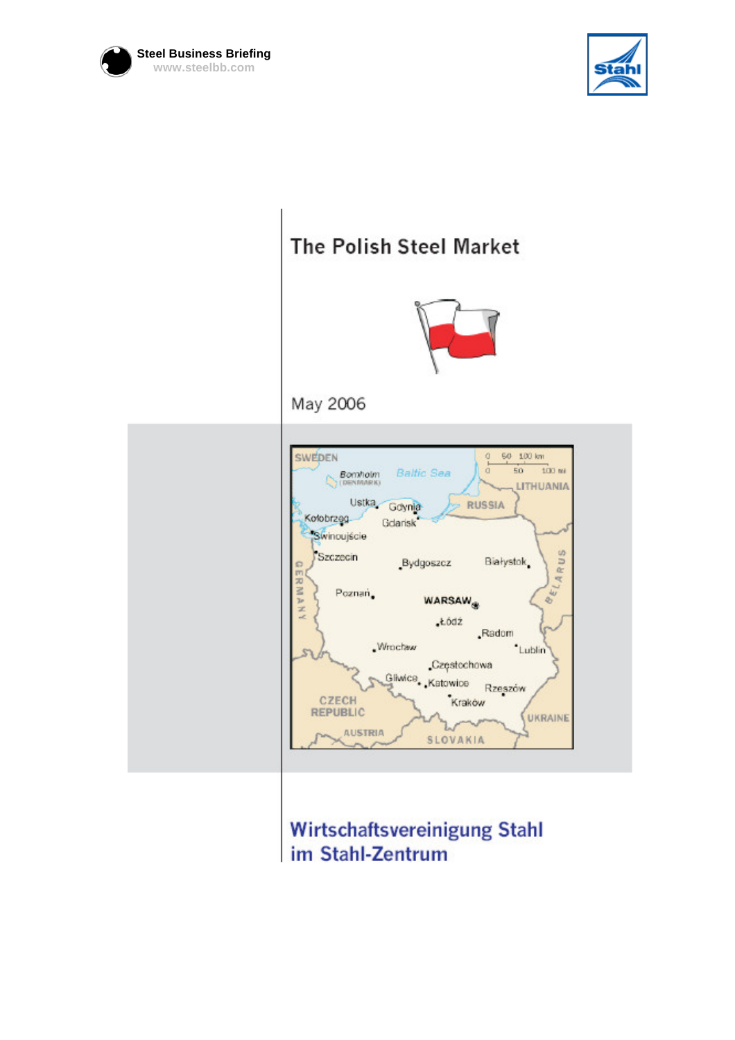Steel Business Briefing
www.steelbb.com

# The Polish Steel Market

May 2006

Wirtschaftsvereinigung Stahl
im Stahl-Zentrum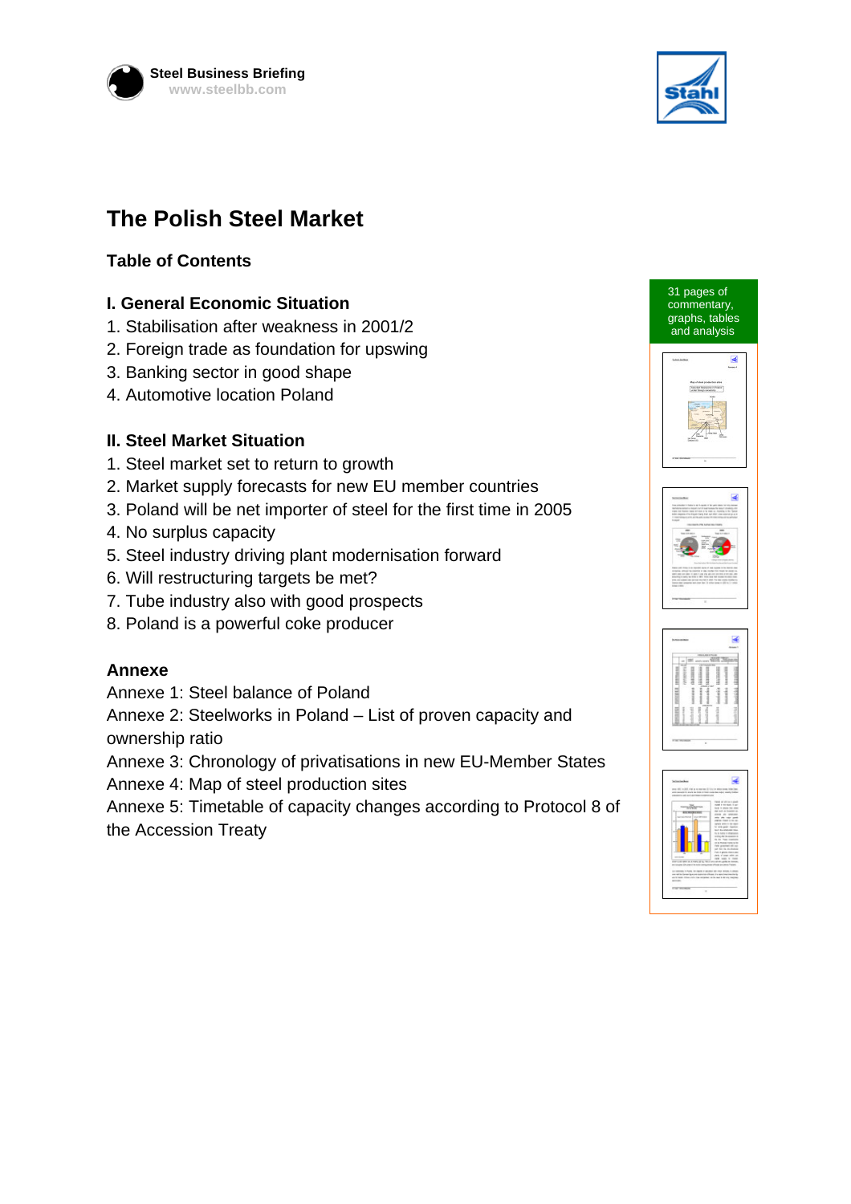Steel Business Briefing
www.steelbb.com

# The Polish Steel Market

## Table of Contents

### I. General Economic Situation

1. Stabilisation after weakness in 2001/2
2. Foreign trade as foundation for upswing
3. Banking sector in good shape
4. Automotive location Poland

### II. Steel Market Situation

1. Steel market set to return to growth
2. Market supply forecasts for new EU member countries
3. Poland will be net importer of steel for the first time in 2005
4. No surplus capacity
5. Steel industry driving plant modernisation forward
6. Will restructuring targets be met?
7. Tube industry also with good prospects
8. Poland is a powerful coke producer

### Annexe

Annexe 1: Steel balance of Poland
Annexe 2: Steelworks in Poland – List of proven capacity and ownership ratio
Annexe 3: Chronology of privatisations in new EU-Member States
Annexe 4: Map of steel production sites
Annexe 5: Timetable of capacity changes according to Protocol 8 of the Accession Treaty

31 pages of commentary, graphs, tables and analysis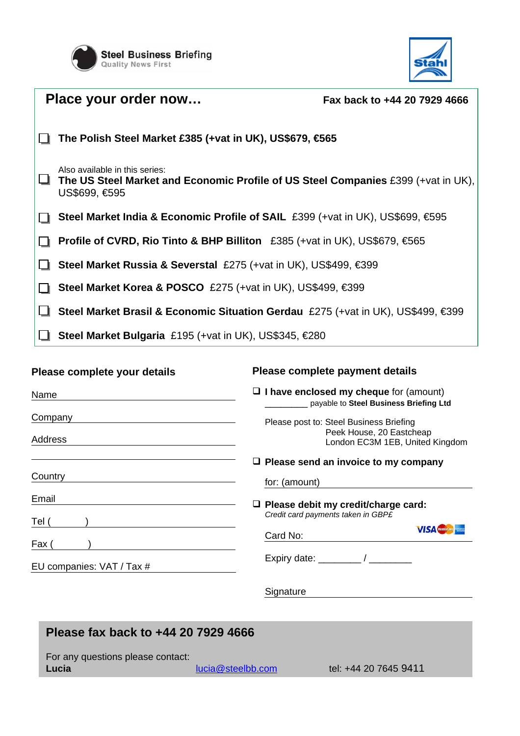Steel Business Briefing
Quality News First

Stahl

## Place your order now…

**Fax back to +44 20 7929 4666**

- ☐ **The Polish Steel Market £385 (+vat in UK), US$679, €565**

Also available in this series:

- ☐ **The US Steel Market and Economic Profile of US Steel Companies** £399 (+vat in UK), US$699, €595
- ☐ **Steel Market India & Economic Profile of SAIL** £399 (+vat in UK), US$699, €595
- ☐ **Profile of CVRD, Rio Tinto & BHP Billiton** £385 (+vat in UK), US$679, €565
- ☐ **Steel Market Russia & Severstal** £275 (+vat in UK), US$499, €399
- ☐ **Steel Market Korea & POSCO** £275 (+vat in UK), US$499, €399
- ☐ **Steel Market Brasil & Economic Situation Gerdau** £275 (+vat in UK), US$499, €399
- ☐ **Steel Market Bulgaria** £195 (+vat in UK), US$345, €280

### Please complete your details

Name ______________________________

Company ______________________________

Address ______________________________

______________________________

Country ______________________________

Email ______________________________

Tel (        ) ______________________________

Fax (        ) ______________________________

EU companies: VAT / Tax # ______________________________

### Please complete payment details

☐ **I have enclosed my cheque** for (amount) _________ payable to **Steel Business Briefing Ltd**

Please post to: Steel Business Briefing
Peek House, 20 Eastcheap
London EC3M 1EB, United Kingdom

☐ **Please send an invoice to my company**

for: (amount) ______________________________

☐ **Please debit my credit/charge card:**
*Credit card payments taken in GBP£*

VISA MasterCard American Express

Card No: ______________________________

Expiry date: ________ / ________

Signature ______________________________

## Please fax back to +44 20 7929 4666

For any questions please contact:
**Lucia** lucia@steelbb.com tel: +44 20 7645 9411